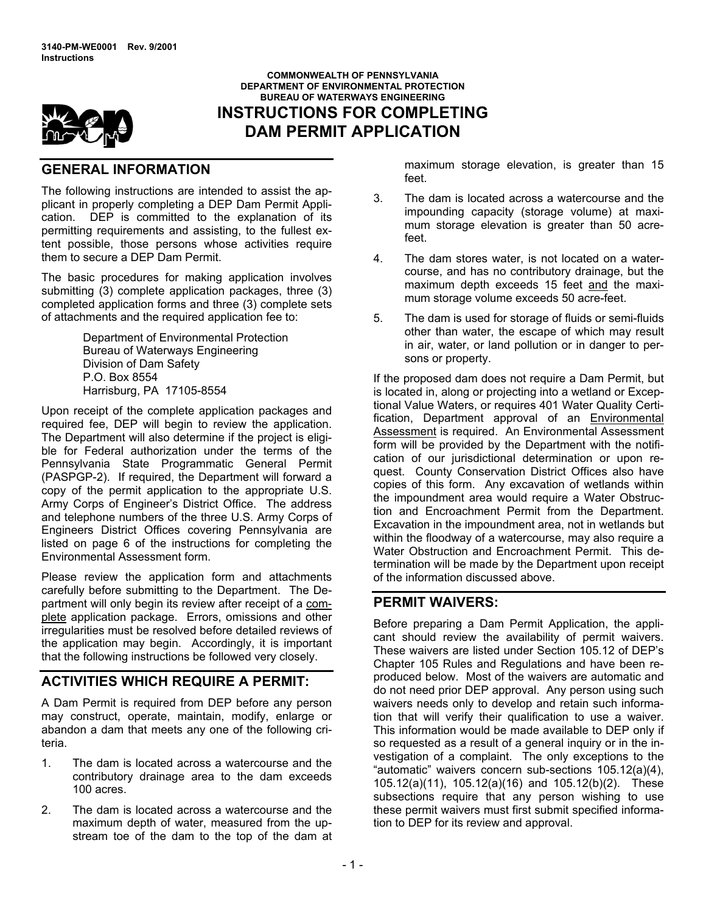3140-PM-WE0001 Rev. 9/2001
Instructions

COMMONWEALTH OF PENNSYLVANIA
DEPARTMENT OF ENVIRONMENTAL PROTECTION
BUREAU OF WATERWAYS ENGINEERING

# INSTRUCTIONS FOR COMPLETING DAM PERMIT APPLICATION

## GENERAL INFORMATION

The following instructions are intended to assist the applicant in properly completing a DEP Dam Permit Application. DEP is committed to the explanation of its permitting requirements and assisting, to the fullest extent possible, those persons whose activities require them to secure a DEP Dam Permit.

The basic procedures for making application involves submitting (3) complete application packages, three (3) completed application forms and three (3) complete sets of attachments and the required application fee to:

> Department of Environmental Protection
> Bureau of Waterways Engineering
> Division of Dam Safety
> P.O. Box 8554
> Harrisburg, PA 17105-8554

Upon receipt of the complete application packages and required fee, DEP will begin to review the application. The Department will also determine if the project is eligible for Federal authorization under the terms of the Pennsylvania State Programmatic General Permit (PASPGP-2). If required, the Department will forward a copy of the permit application to the appropriate U.S. Army Corps of Engineer's District Office. The address and telephone numbers of the three U.S. Army Corps of Engineers District Offices covering Pennsylvania are listed on page 6 of the instructions for completing the Environmental Assessment form.

Please review the application form and attachments carefully before submitting to the Department. The Department will only begin its review after receipt of a complete application package. Errors, omissions and other irregularities must be resolved before detailed reviews of the application may begin. Accordingly, it is important that the following instructions are followed very closely.

## ACTIVITIES WHICH REQUIRE A PERMIT:

A Dam Permit is required from DEP before any person may construct, operate, maintain, modify, enlarge or abandon a dam that meets any one of the following criteria.

1. The dam is located across a watercourse and the contributory drainage area to the dam exceeds 100 acres.
2. The dam is located across a watercourse and the maximum depth of water, measured from the upstream toe of the dam to the top of the dam at maximum storage elevation, is greater than 15 feet.
3. The dam is located across a watercourse and the impounding capacity (storage volume) at maximum storage elevation is greater than 50 acre-feet.
4. The dam stores water, is not located on a watercourse, and has no contributory drainage, but the maximum depth exceeds 15 feet and the maximum storage volume exceeds 50 acre-feet.
5. The dam is used for storage of fluids or semi-fluids other than water, the escape of which may result in air, water, or land pollution or in danger to persons or property.

If the proposed dam does not require a Dam Permit, but is located in, along or projecting into a wetland or Exceptional Value Waters, or requires 401 Water Quality Certification, Department approval of an Environmental Assessment is required. An Environmental Assessment form will be provided by the Department with the notification of our jurisdictional determination or upon request. County Conservation District Offices also have copies of this form. Any excavation of wetlands within the impoundment area would require a Water Obstruction and Encroachment Permit from the Department. Excavation in the impoundment area, not in wetlands but within the floodway of a watercourse, may also require a Water Obstruction and Encroachment Permit. This determination will be made by the Department upon receipt of the information discussed above.

## PERMIT WAIVERS:

Before preparing a Dam Permit Application, the applicant should review the availability of permit waivers. These waivers are listed under Section 105.12 of DEP's Chapter 105 Rules and Regulations and have been reproduced below. Most of the waivers are automatic and do not need prior DEP approval. Any person using such waivers needs only to develop and retain such information that will verify their qualification to use a waiver. This information would be made available to DEP only if so requested as a result of a general inquiry or in the investigation of a complaint. The only exceptions to the "automatic" waivers concern sub-sections 105.12(a)(4), 105.12(a)(11), 105.12(a)(16) and 105.12(b)(2). These subsections require that any person wishing to use these permit waivers must first submit specified information to DEP for its review and approval.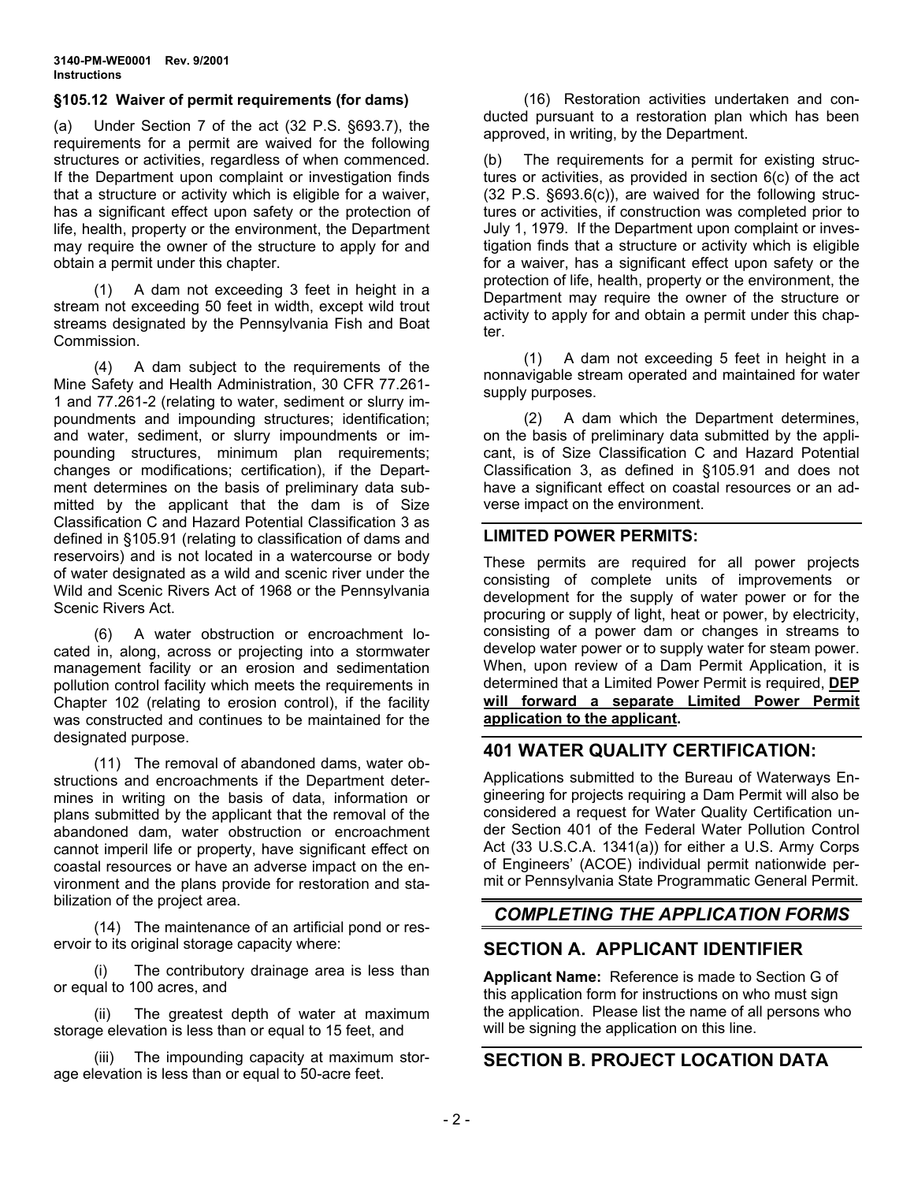### §105.12 Waiver of permit requirements (for dams)

(a) Under Section 7 of the act (32 P.S. §693.7), the requirements for a permit are waived for the following structures or activities, regardless of when commenced. If the Department upon complaint or investigation finds that a structure or activity which is eligible for a waiver, has a significant effect upon safety or the protection of life, health, property or the environment, the Department may require the owner of the structure to apply for and obtain a permit under this chapter.

(1) A dam not exceeding 3 feet in height in a stream not exceeding 50 feet in width, except wild trout streams designated by the Pennsylvania Fish and Boat Commission.

(4) A dam subject to the requirements of the Mine Safety and Health Administration, 30 CFR 77.261-1 and 77.261-2 (relating to water, sediment or slurry impoundments and impounding structures; identification; and water, sediment, or slurry impoundments or impounding structures, minimum plan requirements; changes or modifications; certification), if the Department determines on the basis of preliminary data submitted by the applicant that the dam is of Size Classification C and Hazard Potential Classification 3 as defined in §105.91 (relating to classification of dams and reservoirs) and is not located in a watercourse or body of water designated as a wild and scenic river under the Wild and Scenic Rivers Act of 1968 or the Pennsylvania Scenic Rivers Act.

(6) A water obstruction or encroachment located in, along, across or projecting into a stormwater management facility or an erosion and sedimentation pollution control facility which meets the requirements in Chapter 102 (relating to erosion control), if the facility was constructed and continues to be maintained for the designated purpose.

(11) The removal of abandoned dams, water obstructions and encroachments if the Department determines in writing on the basis of data, information or plans submitted by the applicant that the removal of the abandoned dam, water obstruction or encroachment cannot imperil life or property, have significant effect on coastal resources or have an adverse impact on the environment and the plans provide for restoration and stabilization of the project area.

(14) The maintenance of an artificial pond or reservoir to its original storage capacity where:

(i) The contributory drainage area is less than or equal to 100 acres, and

(ii) The greatest depth of water at maximum storage elevation is less than or equal to 15 feet, and

(iii) The impounding capacity at maximum storage elevation is less than or equal to 50-acre feet.

(16) Restoration activities undertaken and conducted pursuant to a restoration plan which has been approved, in writing, by the Department.

(b) The requirements for a permit for existing structures or activities, as provided in section 6(c) of the act (32 P.S. §693.6(c)), are waived for the following structures or activities, if construction was completed prior to July 1, 1979. If the Department upon complaint or investigation finds that a structure or activity which is eligible for a waiver, has a significant effect upon safety or the protection of life, health, property or the environment, the Department may require the owner of the structure or activity to apply for and obtain a permit under this chapter.

(1) A dam not exceeding 5 feet in height in a nonnavigable stream operated and maintained for water supply purposes.

(2) A dam which the Department determines, on the basis of preliminary data submitted by the applicant, is of Size Classification C and Hazard Potential Classification 3, as defined in §105.91 and does not have a significant effect on coastal resources or an adverse impact on the environment.

### LIMITED POWER PERMITS:

These permits are required for all power projects consisting of complete units of improvements or development for the supply of water power or for the procuring or supply of light, heat or power, by electricity, consisting of a power dam or changes in streams to develop water power or to supply water for steam power. When, upon review of a Dam Permit Application, it is determined that a Limited Power Permit is required, **DEP will forward a separate Limited Power Permit application to the applicant.**

## 401 WATER QUALITY CERTIFICATION:

Applications submitted to the Bureau of Waterways Engineering for projects requiring a Dam Permit will also be considered a request for Water Quality Certification under Section 401 of the Federal Water Pollution Control Act (33 U.S.C.A. 1341(a)) for either a U.S. Army Corps of Engineers' (ACOE) individual permit nationwide permit or Pennsylvania State Programmatic General Permit.

## *COMPLETING THE APPLICATION FORMS*

## SECTION A. APPLICANT IDENTIFIER

**Applicant Name:** Reference is made to Section G of this application form for instructions on who must sign the application. Please list the name of all persons who will be signing the application on this line.

## SECTION B. PROJECT LOCATION DATA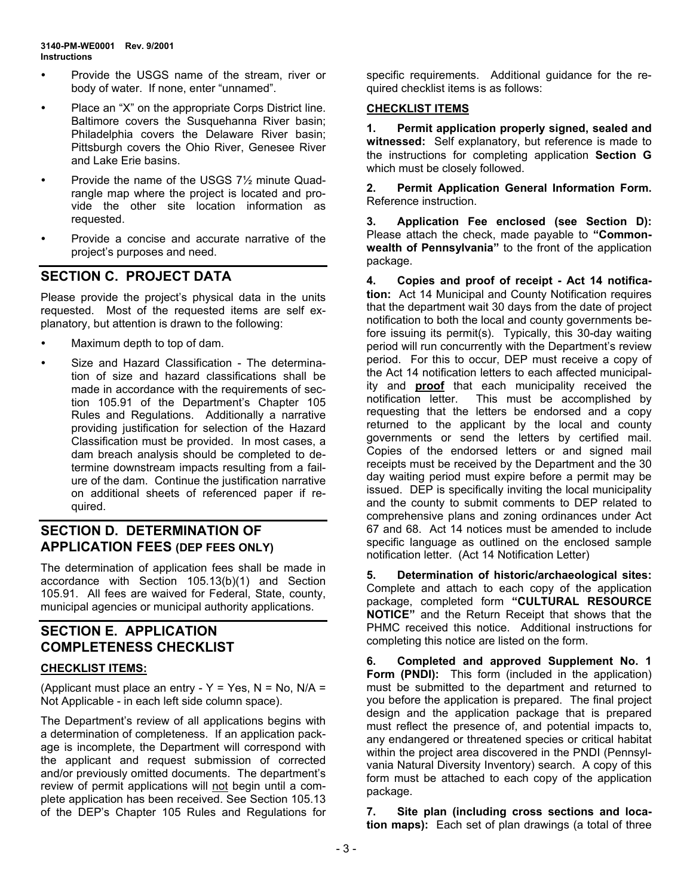- Provide the USGS name of the stream, river or body of water. If none, enter "unnamed".
- Place an "X" on the appropriate Corps District line. Baltimore covers the Susquehanna River basin; Philadelphia covers the Delaware River basin; Pittsburgh covers the Ohio River, Genesee River and Lake Erie basins.
- Provide the name of the USGS 7½ minute Quadrangle map where the project is located and provide the other site location information as requested.
- Provide a concise and accurate narrative of the project's purposes and need.

## SECTION C. PROJECT DATA

Please provide the project's physical data in the units requested. Most of the requested items are self explanatory, but attention is drawn to the following:

- Maximum depth to top of dam.
- Size and Hazard Classification - The determination of size and hazard classifications shall be made in accordance with the requirements of section 105.91 of the Department's Chapter 105 Rules and Regulations. Additionally a narrative providing justification for selection of the Hazard Classification must be provided. In most cases, a dam breach analysis should be completed to determine downstream impacts resulting from a failure of the dam. Continue the justification narrative on additional sheets of referenced paper if required.

## SECTION D. DETERMINATION OF APPLICATION FEES (DEP FEES ONLY)

The determination of application fees shall be made in accordance with Section 105.13(b)(1) and Section 105.91. All fees are waived for Federal, State, county, municipal agencies or municipal authority applications.

## SECTION E. APPLICATION COMPLETENESS CHECKLIST

### CHECKLIST ITEMS:

(Applicant must place an entry - Y = Yes, N = No, N/A = Not Applicable - in each left side column space).

The Department's review of all applications begins with a determination of completeness. If an application package is incomplete, the Department will correspond with the applicant and request submission of corrected and/or previously omitted documents. The department's review of permit applications will not begin until a complete application has been received. See Section 105.13 of the DEP's Chapter 105 Rules and Regulations for specific requirements. Additional guidance for the required checklist items is as follows:

### CHECKLIST ITEMS

**1. Permit application properly signed, sealed and witnessed:** Self explanatory, but reference is made to the instructions for completing application **Section G** which must be closely followed.

**2. Permit Application General Information Form.** Reference instruction.

**3. Application Fee enclosed (see Section D):** Please attach the check, made payable to **"Commonwealth of Pennsylvania"** to the front of the application package.

**4. Copies and proof of receipt - Act 14 notification:** Act 14 Municipal and County Notification requires that the department wait 30 days from the date of project notification to both the local and county governments before issuing its permit(s). Typically, this 30-day waiting period will run concurrently with the Department's review period. For this to occur, DEP must receive a copy of the Act 14 notification letters to each affected municipality and **proof** that each municipality received the notification letter. This must be accomplished by requesting that the letters be endorsed and a copy returned to the applicant by the local and county governments or send the letters by certified mail. Copies of the endorsed letters or and signed mail receipts must be received by the Department and the 30 day waiting period must expire before a permit may be issued. DEP is specifically inviting the local municipality and the county to submit comments to DEP related to comprehensive plans and zoning ordinances under Act 67 and 68. Act 14 notices must be amended to include specific language as outlined on the enclosed sample notification letter. (Act 14 Notification Letter)

**5. Determination of historic/archaeological sites:** Complete and attach to each copy of the application package, completed form **"CULTURAL RESOURCE NOTICE"** and the Return Receipt that shows that the PHMC received this notice. Additional instructions for completing this notice are listed on the form.

**6. Completed and approved Supplement No. 1 Form (PNDI):** This form (included in the application) must be submitted to the department and returned to you before the application is prepared. The final project design and the application package that is prepared must reflect the presence of, and potential impacts to, any endangered or threatened species or critical habitat within the project area discovered in the PNDI (Pennsylvania Natural Diversity Inventory) search. A copy of this form must be attached to each copy of the application package.

**7. Site plan (including cross sections and location maps):** Each set of plan drawings (a total of three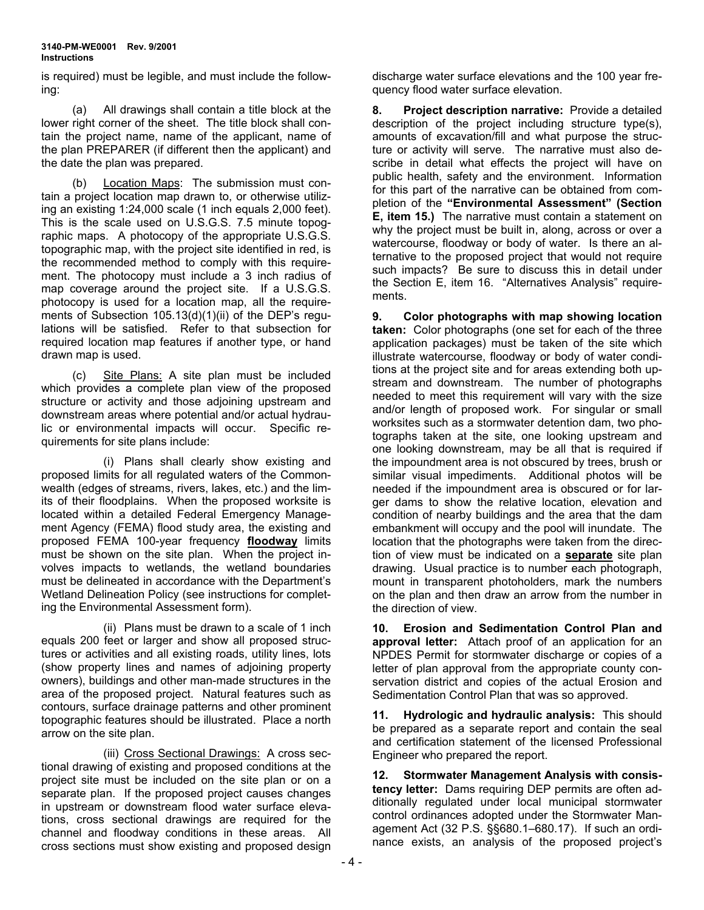is required) must be legible, and must include the following:

(a) All drawings shall contain a title block at the lower right corner of the sheet. The title block shall contain the project name, name of the applicant, name of the plan PREPARER (if different then the applicant) and the date the plan was prepared.

(b) Location Maps: The submission must contain a project location map drawn to, or otherwise utilizing an existing 1:24,000 scale (1 inch equals 2,000 feet). This is the scale used on U.S.G.S. 7.5 minute topographic maps. A photocopy of the appropriate U.S.G.S. topographic map, with the project site identified in red, is the recommended method to comply with this requirement. The photocopy must include a 3 inch radius of map coverage around the project site. If a U.S.G.S. photocopy is used for a location map, all the requirements of Subsection 105.13(d)(1)(ii) of the DEP's regulations will be satisfied. Refer to that subsection for required location map features if another type, or hand drawn map is used.

(c) Site Plans: A site plan must be included which provides a complete plan view of the proposed structure or activity and those adjoining upstream and downstream areas where potential and/or actual hydraulic or environmental impacts will occur. Specific requirements for site plans include:

(i) Plans shall clearly show existing and proposed limits for all regulated waters of the Commonwealth (edges of streams, rivers, lakes, etc.) and the limits of their floodplains. When the proposed worksite is located within a detailed Federal Emergency Management Agency (FEMA) flood study area, the existing and proposed FEMA 100-year frequency **floodway** limits must be shown on the site plan. When the project involves impacts to wetlands, the wetland boundaries must be delineated in accordance with the Department's Wetland Delineation Policy (see instructions for completing the Environmental Assessment form).

(ii) Plans must be drawn to a scale of 1 inch equals 200 feet or larger and show all proposed structures or activities and all existing roads, utility lines, lots (show property lines and names of adjoining property owners), buildings and other man-made structures in the area of the proposed project. Natural features such as contours, surface drainage patterns and other prominent topographic features should be illustrated. Place a north arrow on the site plan.

(iii) Cross Sectional Drawings: A cross sectional drawing of existing and proposed conditions at the project site must be included on the site plan or on a separate plan. If the proposed project causes changes in upstream or downstream flood water surface elevations, cross sectional drawings are required for the channel and floodway conditions in these areas. All cross sections must show existing and proposed design discharge water surface elevations and the 100 year frequency flood water surface elevation.

**8. Project description narrative:** Provide a detailed description of the project including structure type(s), amounts of excavation/fill and what purpose the structure or activity will serve. The narrative must also describe in detail what effects the project will have on public health, safety and the environment. Information for this part of the narrative can be obtained from completion of the **"Environmental Assessment" (Section E, item 15.)** The narrative must contain a statement on why the project must be built in, along, across or over a watercourse, floodway or body of water. Is there an alternative to the proposed project that would not require such impacts? Be sure to discuss this in detail under the Section E, item 16. "Alternatives Analysis" requirements.

**9. Color photographs with map showing location taken:** Color photographs (one set for each of the three application packages) must be taken of the site which illustrate watercourse, floodway or body of water conditions at the project site and for areas extending both upstream and downstream. The number of photographs needed to meet this requirement will vary with the size and/or length of proposed work. For singular or small worksites such as a stormwater detention dam, two photographs taken at the site, one looking upstream and one looking downstream, may be all that is required if the impoundment area is not obscured by trees, brush or similar visual impediments. Additional photos will be needed if the impoundment area is obscured or for larger dams to show the relative location, elevation and condition of nearby buildings and the area that the dam embankment will occupy and the pool will inundate. The location that the photographs were taken from the direction of view must be indicated on a **separate** site plan drawing. Usual practice is to number each photograph, mount in transparent photoholders, mark the numbers on the plan and then draw an arrow from the number in the direction of view.

**10. Erosion and Sedimentation Control Plan and approval letter:** Attach proof of an application for an NPDES Permit for stormwater discharge or copies of a letter of plan approval from the appropriate county conservation district and copies of the actual Erosion and Sedimentation Control Plan that was so approved.

**11. Hydrologic and hydraulic analysis:** This should be prepared as a separate report and contain the seal and certification statement of the licensed Professional Engineer who prepared the report.

**12. Stormwater Management Analysis with consistency letter:** Dams requiring DEP permits are often additionally regulated under local municipal stormwater control ordinances adopted under the Stormwater Management Act (32 P.S. §§680.1–680.17). If such an ordinance exists, an analysis of the proposed project's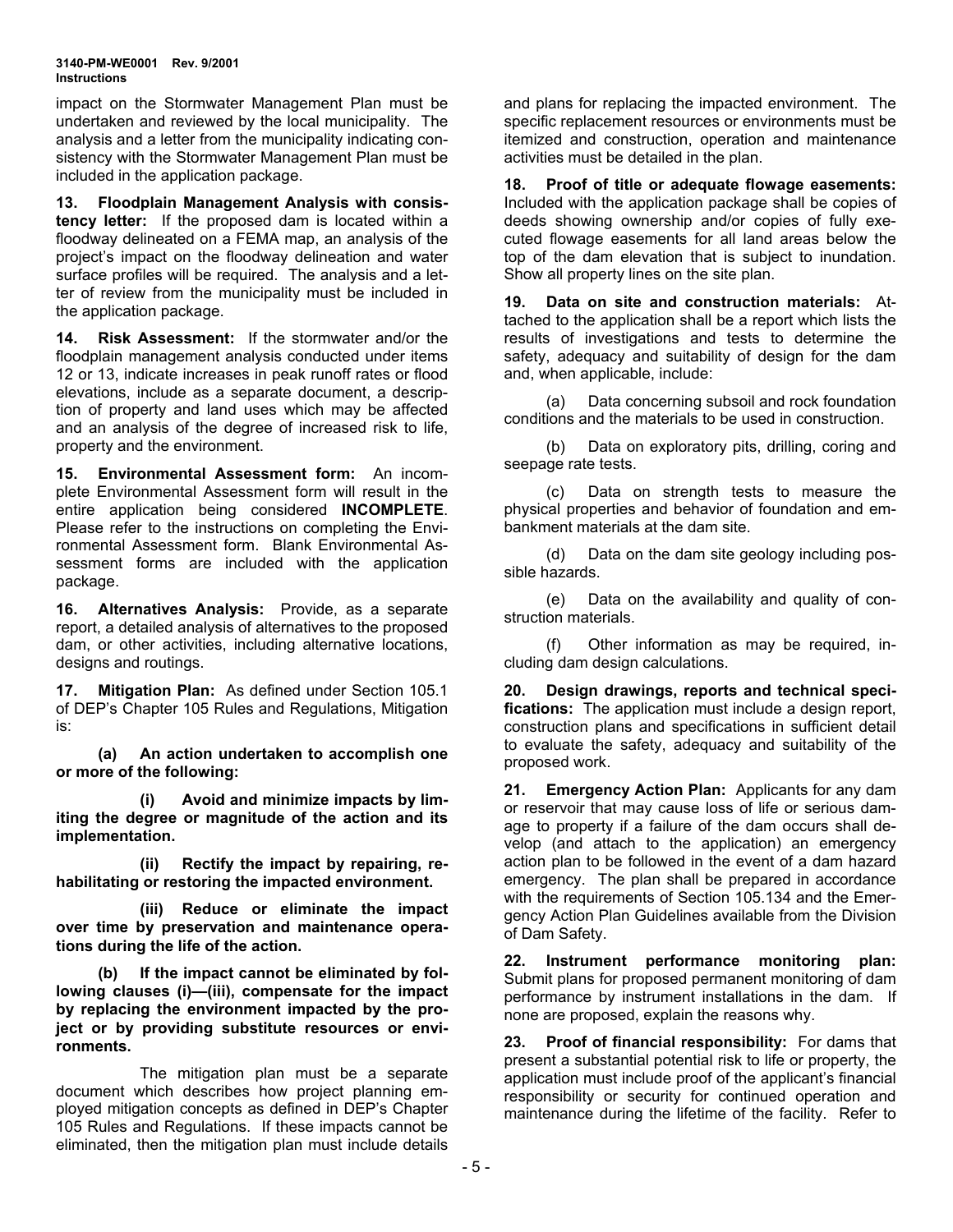impact on the Stormwater Management Plan must be undertaken and reviewed by the local municipality. The analysis and a letter from the municipality indicating consistency with the Stormwater Management Plan must be included in the application package.

**13. Floodplain Management Analysis with consistency letter:** If the proposed dam is located within a floodway delineated on a FEMA map, an analysis of the project's impact on the floodway delineation and water surface profiles will be required. The analysis and a letter of review from the municipality must be included in the application package.

**14. Risk Assessment:** If the stormwater and/or the floodplain management analysis conducted under items 12 or 13, indicate increases in peak runoff rates or flood elevations, include as a separate document, a description of property and land uses which may be affected and an analysis of the degree of increased risk to life, property and the environment.

**15. Environmental Assessment form:** An incomplete Environmental Assessment form will result in the entire application being considered **INCOMPLETE**. Please refer to the instructions on completing the Environmental Assessment form. Blank Environmental Assessment forms are included with the application package.

**16. Alternatives Analysis:** Provide, as a separate report, a detailed analysis of alternatives to the proposed dam, or other activities, including alternative locations, designs and routings.

**17. Mitigation Plan:** As defined under Section 105.1 of DEP's Chapter 105 Rules and Regulations, Mitigation is:

**(a) An action undertaken to accomplish one or more of the following:**

**(i) Avoid and minimize impacts by limiting the degree or magnitude of the action and its implementation.**

**(ii) Rectify the impact by repairing, rehabilitating or restoring the impacted environment.**

**(iii) Reduce or eliminate the impact over time by preservation and maintenance operations during the life of the action.**

**(b) If the impact cannot be eliminated by following clauses (i)—(iii), compensate for the impact by replacing the environment impacted by the project or by providing substitute resources or environments.**

The mitigation plan must be a separate document which describes how project planning employed mitigation concepts as defined in DEP's Chapter 105 Rules and Regulations. If these impacts cannot be eliminated, then the mitigation plan must include details and plans for replacing the impacted environment. The specific replacement resources or environments must be itemized and construction, operation and maintenance activities must be detailed in the plan.

**18. Proof of title or adequate flowage easements:** Included with the application package shall be copies of deeds showing ownership and/or copies of fully executed flowage easements for all land areas below the top of the dam elevation that is subject to inundation. Show all property lines on the site plan.

**19. Data on site and construction materials:** Attached to the application shall be a report which lists the results of investigations and tests to determine the safety, adequacy and suitability of design for the dam and, when applicable, include:

(a) Data concerning subsoil and rock foundation conditions and the materials to be used in construction.

(b) Data on exploratory pits, drilling, coring and seepage rate tests.

(c) Data on strength tests to measure the physical properties and behavior of foundation and embankment materials at the dam site.

(d) Data on the dam site geology including possible hazards.

(e) Data on the availability and quality of construction materials.

(f) Other information as may be required, including dam design calculations.

**20. Design drawings, reports and technical specifications:** The application must include a design report, construction plans and specifications in sufficient detail to evaluate the safety, adequacy and suitability of the proposed work.

**21. Emergency Action Plan:** Applicants for any dam or reservoir that may cause loss of life or serious damage to property if a failure of the dam occurs shall develop (and attach to the application) an emergency action plan to be followed in the event of a dam hazard emergency. The plan shall be prepared in accordance with the requirements of Section 105.134 and the Emergency Action Plan Guidelines available from the Division of Dam Safety.

**22. Instrument performance monitoring plan:** Submit plans for proposed permanent monitoring of dam performance by instrument installations in the dam. If none are proposed, explain the reasons why.

**23. Proof of financial responsibility:** For dams that present a substantial potential risk to life or property, the application must include proof of the applicant's financial responsibility or security for continued operation and maintenance during the lifetime of the facility. Refer to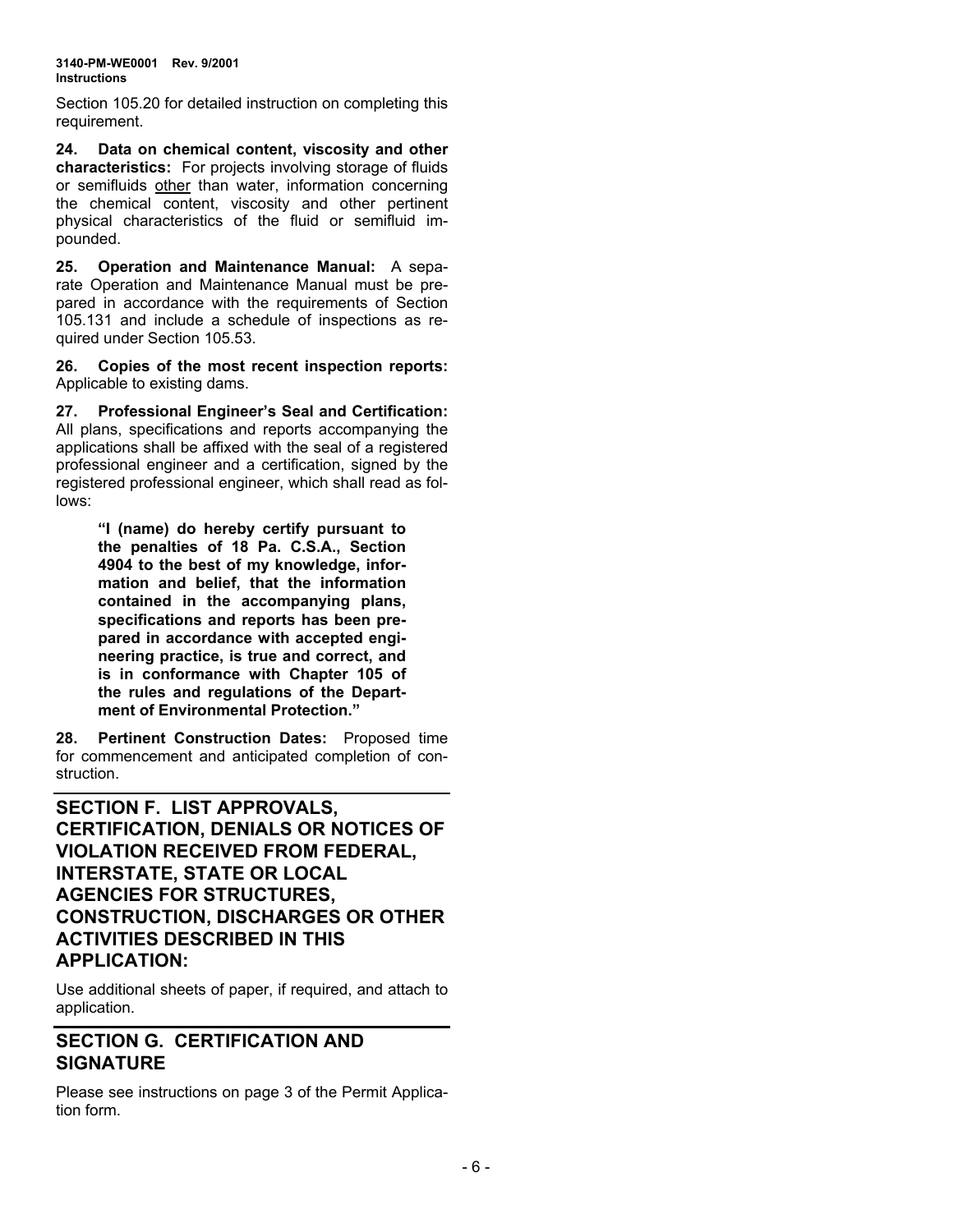Section 105.20 for detailed instruction on completing this requirement.

**24. Data on chemical content, viscosity and other characteristics:** For projects involving storage of fluids or semifluids other than water, information concerning the chemical content, viscosity and other pertinent physical characteristics of the fluid or semifluid impounded.

**25. Operation and Maintenance Manual:** A separate Operation and Maintenance Manual must be prepared in accordance with the requirements of Section 105.131 and include a schedule of inspections as required under Section 105.53.

**26. Copies of the most recent inspection reports:** Applicable to existing dams.

**27. Professional Engineer's Seal and Certification:** All plans, specifications and reports accompanying the applications shall be affixed with the seal of a registered professional engineer and a certification, signed by the registered professional engineer, which shall read as follows:

> **"I (name) do hereby certify pursuant to the penalties of 18 Pa. C.S.A., Section 4904 to the best of my knowledge, information and belief, that the information contained in the accompanying plans, specifications and reports has been prepared in accordance with accepted engineering practice, is true and correct, and is in conformance with Chapter 105 of the rules and regulations of the Department of Environmental Protection."**

**28. Pertinent Construction Dates:** Proposed time for commencement and anticipated completion of construction.

## SECTION F. LIST APPROVALS, CERTIFICATION, DENIALS OR NOTICES OF VIOLATION RECEIVED FROM FEDERAL, INTERSTATE, STATE OR LOCAL AGENCIES FOR STRUCTURES, CONSTRUCTION, DISCHARGES OR OTHER ACTIVITIES DESCRIBED IN THIS APPLICATION:

Use additional sheets of paper, if required, and attach to application.

## SECTION G. CERTIFICATION AND SIGNATURE

Please see instructions on page 3 of the Permit Application form.